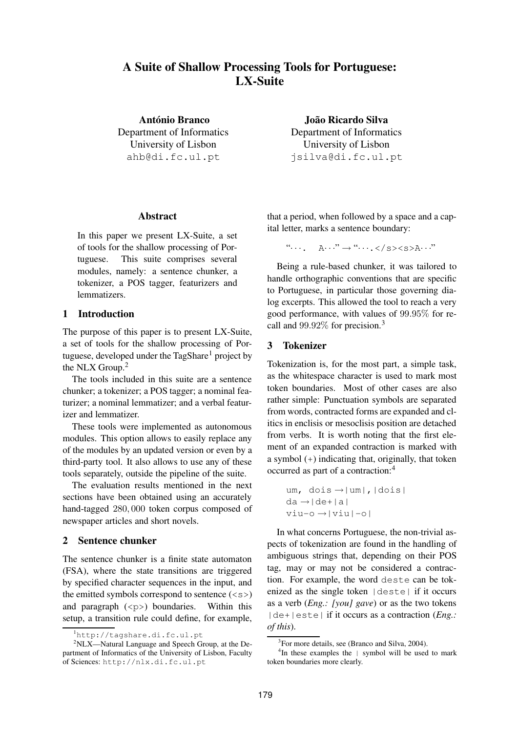# A Suite of Shallow Processing Tools for Portuguese: LX-Suite

**António Branco**
Department of Informatics
University of Lisbon
ahb@di.fc.ul.pt

**João Ricardo Silva**
Department of Informatics
University of Lisbon
jsilva@di.fc.ul.pt

## Abstract

In this paper we present LX-Suite, a set of tools for the shallow processing of Portuguese. This suite comprises several modules, namely: a sentence chunker, a tokenizer, a POS tagger, featurizers and lemmatizers.

## 1 Introduction

The purpose of this paper is to present LX-Suite, a set of tools for the shallow processing of Portuguese, developed under the TagShare[1] project by the NLX Group.[2]

The tools included in this suite are a sentence chunker; a tokenizer; a POS tagger; a nominal featurizer; a nominal lemmatizer; and a verbal featurizer and lemmatizer.

These tools were implemented as autonomous modules. This option allows to easily replace any of the modules by an updated version or even by a third-party tool. It also allows to use any of these tools separately, outside the pipeline of the suite.

The evaluation results mentioned in the next sections have been obtained using an accurately hand-tagged $280,000$ token corpus composed of newspaper articles and short novels.

## 2 Sentence chunker

The sentence chunker is a finite state automaton (FSA), where the state transitions are triggered by specified character sequences in the input, and the emitted symbols correspond to sentence (`<s>`) and paragraph (`<p>`) boundaries. Within this setup, a transition rule could define, for example, that a period, when followed by a space and a capital letter, marks a sentence boundary:

"`···. A···`" → "`···.</s><s>A···`"

Being a rule-based chunker, it was tailored to handle orthographic conventions that are specific to Portuguese, in particular those governing dialog excerpts. This allowed the tool to reach a very good performance, with values of $99.95\%$ for recall and $99.92\%$ for precision.[3]

## 3 Tokenizer

Tokenization is, for the most part, a simple task, as the whitespace character is used to mark most token boundaries. Most of other cases are also rather simple: Punctuation symbols are separated from words, contracted forms are expanded and clitics in enclisis or mesoclisis position are detached from verbs. It is worth noting that the first element of an expanded contraction is marked with a symbol (+) indicating that, originally, that token occurred as part of a contraction:[4]

```
um, dois →|um|,|dois|
da →|de+|a|
viu-o →|viu|-o|
```

In what concerns Portuguese, the non-trivial aspects of tokenization are found in the handling of ambiguous strings that, depending on their POS tag, may or may not be considered a contraction. For example, the word `deste` can be tokenized as the single token `|deste|` if it occurs as a verb (*Eng.: [you] gave*) or as the two tokens `|de+|este|` if it occurs as a contraction (*Eng.: of this*).

---

[1] http://tagshare.di.fc.ul.pt

[2] NLX—Natural Language and Speech Group, at the Department of Informatics of the University of Lisbon, Faculty of Sciences: http://nlx.di.fc.ul.pt

[3] For more details, see (Branco and Silva, 2004).

[4] In these examples the | symbol will be used to mark token boundaries more clearly.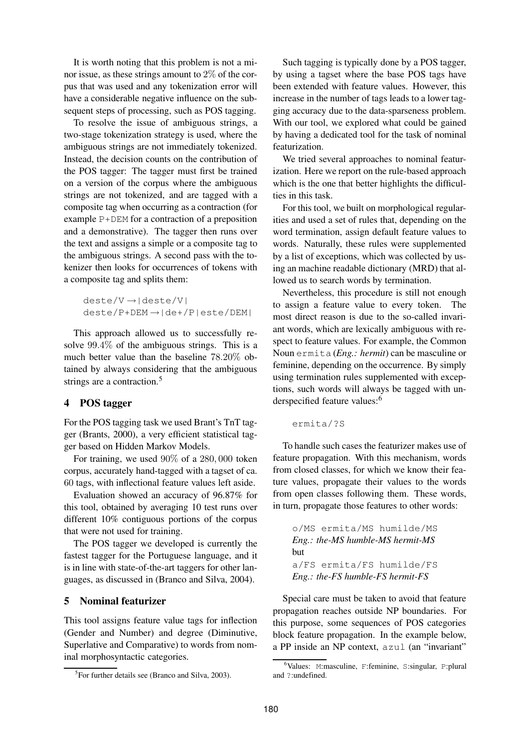It is worth noting that this problem is not a minor issue, as these strings amount to $2\%$ of the corpus that was used and any tokenization error will have a considerable negative influence on the subsequent steps of processing, such as POS tagging.

To resolve the issue of ambiguous strings, a two-stage tokenization strategy is used, where the ambiguous strings are not immediately tokenized. Instead, the decision counts on the contribution of the POS tagger: The tagger must first be trained on a version of the corpus where the ambiguous strings are not tokenized, and are tagged with a composite tag when occurring as a contraction (for example `P+DEM` for a contraction of a preposition and a demonstrative). The tagger then runs over the text and assigns a simple or a composite tag to the ambiguous strings. A second pass with the tokenizer then looks for occurrences of tokens with a composite tag and splits them:

```
deste/V →|deste/V|
deste/P+DEM →|de+/P|este/DEM|
```

This approach allowed us to successfully resolve $99.4\%$ of the ambiguous strings. This is a much better value than the baseline $78.20\%$ obtained by always considering that the ambiguous strings are a contraction.[5]

## 4 POS tagger

For the POS tagging task we used Brant's TnT tagger (Brants, 2000), a very efficient statistical tagger based on Hidden Markov Models.

For training, we used $90\%$ of a $280,000$ token corpus, accurately hand-tagged with a tagset of ca. $60$ tags, with inflectional feature values left aside.

Evaluation showed an accuracy of 96.87% for this tool, obtained by averaging 10 test runs over different 10% contiguous portions of the corpus that were not used for training.

The POS tagger we developed is currently the fastest tagger for the Portuguese language, and it is in line with state-of-the-art taggers for other languages, as discussed in (Branco and Silva, 2004).

## 5 Nominal featurizer

This tool assigns feature value tags for inflection (Gender and Number) and degree (Diminutive, Superlative and Comparative) to words from nominal morphosyntactic categories.

Such tagging is typically done by a POS tagger, by using a tagset where the base POS tags have been extended with feature values. However, this increase in the number of tags leads to a lower tagging accuracy due to the data-sparseness problem. With our tool, we explored what could be gained by having a dedicated tool for the task of nominal featurization.

We tried several approaches to nominal featurization. Here we report on the rule-based approach which is the one that better highlights the difficulties in this task.

For this tool, we built on morphological regularities and used a set of rules that, depending on the word termination, assign default feature values to words. Naturally, these rules were supplemented by a list of exceptions, which was collected by using an machine readable dictionary (MRD) that allowed us to search words by termination.

Nevertheless, this procedure is still not enough to assign a feature value to every token. The most direct reason is due to the so-called invariant words, which are lexically ambiguous with respect to feature values. For example, the Common Noun `ermita` (*Eng.: hermit*) can be masculine or feminine, depending on the occurrence. By simply using termination rules supplemented with exceptions, such words will always be tagged with underspecified feature values:[6]

```
ermita/?S
```

To handle such cases the featurizer makes use of feature propagation. With this mechanism, words from closed classes, for which we know their feature values, propagate their values to the words from open classes following them. These words, in turn, propagate those features to other words:

`o/MS ermita/MS humilde/MS`
*Eng.: the-MS humble-MS hermit-MS*
but
`a/FS ermita/FS humilde/FS`
*Eng.: the-FS humble-FS hermit-FS*

Special care must be taken to avoid that feature propagation reaches outside NP boundaries. For this purpose, some sequences of POS categories block feature propagation. In the example below, a PP inside an NP context, `azul` (an "invariant"

[5] For further details see (Branco and Silva, 2003).

[6] Values: `M`:masculine, `F`:feminine, `S`:singular, `P`:plural and `?`:undefined.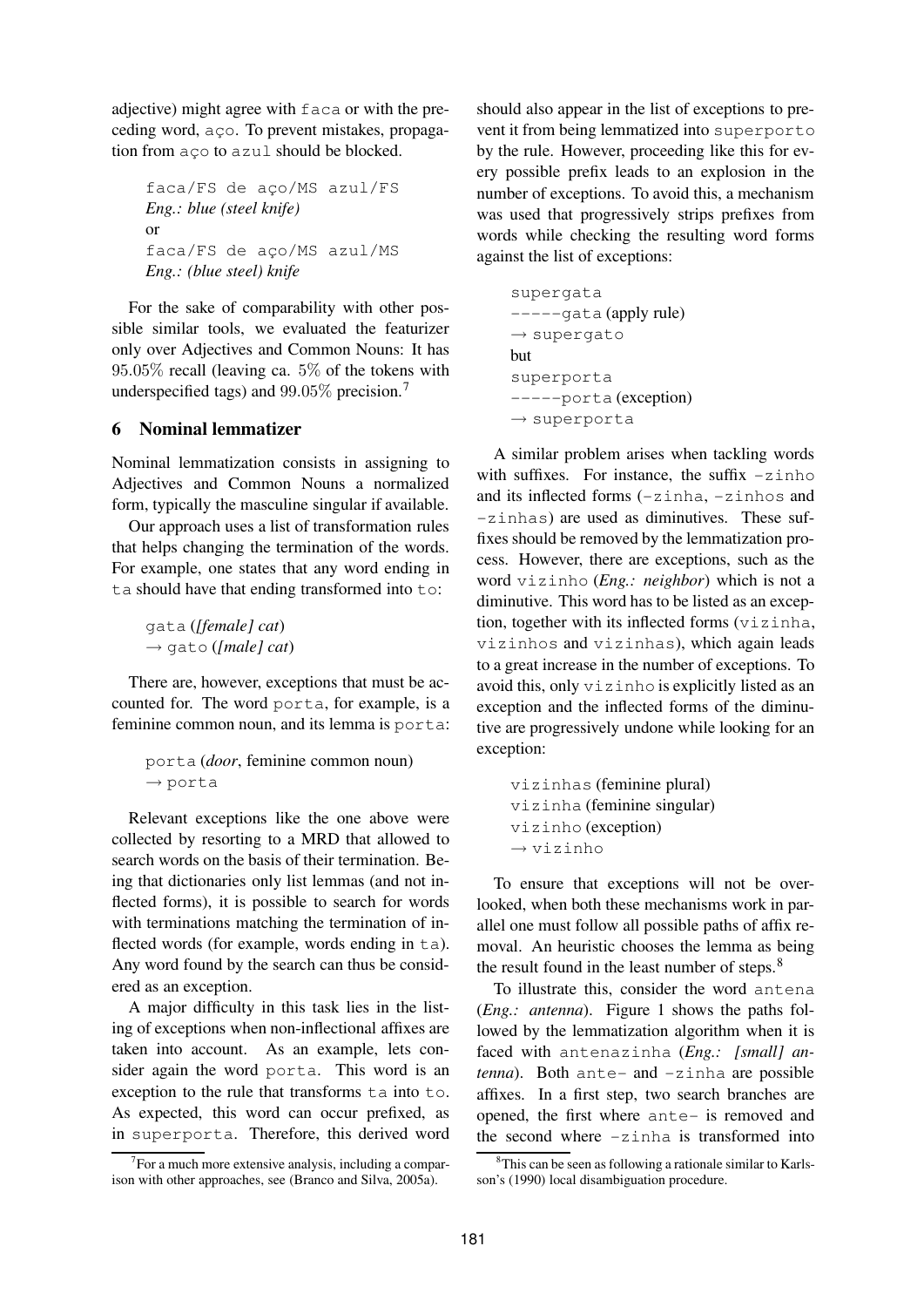adjective) might agree with faca or with the preceding word, aço. To prevent mistakes, propagation from aço to azul should be blocked.

> faca/FS de aço/MS azul/FS
> *Eng.: blue (steel knife)*
> or
> faca/FS de aço/MS azul/MS
> *Eng.: (blue steel) knife*

For the sake of comparability with other possible similar tools, we evaluated the featurizer only over Adjectives and Common Nouns: It has 95.05% recall (leaving ca. 5% of the tokens with underspecified tags) and 99.05% precision.[7]

## 6 Nominal lemmatizer

Nominal lemmatization consists in assigning to Adjectives and Common Nouns a normalized form, typically the masculine singular if available.

Our approach uses a list of transformation rules that helps changing the termination of the words. For example, one states that any word ending in ta should have that ending transformed into to:

> gata (*[female] cat*)
> → gato (*[male] cat*)

There are, however, exceptions that must be accounted for. The word porta, for example, is a feminine common noun, and its lemma is porta:

> porta (*door*, feminine common noun)
> → porta

Relevant exceptions like the one above were collected by resorting to a MRD that allowed to search words on the basis of their termination. Being that dictionaries only list lemmas (and not inflected forms), it is possible to search for words with terminations matching the termination of inflected words (for example, words ending in ta). Any word found by the search can thus be considered as an exception.

A major difficulty in this task lies in the listing of exceptions when non-inflectional affixes are taken into account. As an example, lets consider again the word porta. This word is an exception to the rule that transforms ta into to. As expected, this word can occur prefixed, as in superporta. Therefore, this derived word should also appear in the list of exceptions to prevent it from being lemmatized into superporto by the rule. However, proceeding like this for every possible prefix leads to an explosion in the number of exceptions. To avoid this, a mechanism was used that progressively strips prefixes from words while checking the resulting word forms against the list of exceptions:

> supergata
> -----gata (apply rule)
> → supergato
> but
> superporta
> -----porta (exception)
> → superporta

A similar problem arises when tackling words with suffixes. For instance, the suffix -zinho and its inflected forms (-zinha, -zinhos and -zinhas) are used as diminutives. These suffixes should be removed by the lemmatization process. However, there are exceptions, such as the word vizinho (*Eng.: neighbor*) which is not a diminutive. This word has to be listed as an exception, together with its inflected forms (vizinha, vizinhos and vizinhas), which again leads to a great increase in the number of exceptions. To avoid this, only vizinho is explicitly listed as an exception and the inflected forms of the diminutive are progressively undone while looking for an exception:

> vizinhas (feminine plural)
> vizinha (feminine singular)
> vizinho (exception)
> → vizinho

To ensure that exceptions will not be overlooked, when both these mechanisms work in parallel one must follow all possible paths of affix removal. An heuristic chooses the lemma as being the result found in the least number of steps.[8]

To illustrate this, consider the word antena (*Eng.: antenna*). Figure 1 shows the paths followed by the lemmatization algorithm when it is faced with antenazinha (*Eng.: [small] antenna*). Both ante- and -zinha are possible affixes. In a first step, two search branches are opened, the first where ante- is removed and the second where -zinha is transformed into

[7] For a much more extensive analysis, including a comparison with other approaches, see (Branco and Silva, 2005a).

[8] This can be seen as following a rationale similar to Karlsson's (1990) local disambiguation procedure.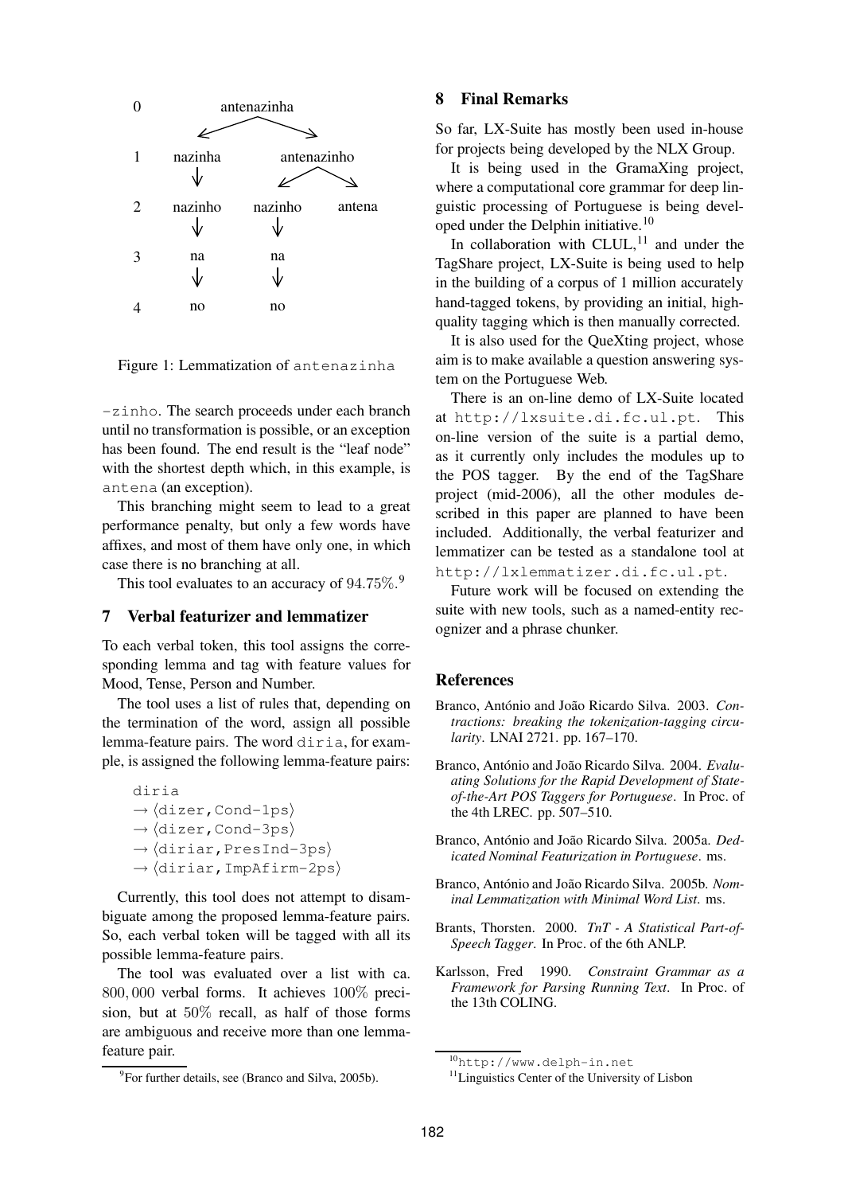0 antenazinha

1 nazinha antenazinho

2 nazinho nazinho antena

3 na na

4 no no

Figure 1: Lemmatization of `antenazinha`

`-zinho`. The search proceeds under each branch until no transformation is possible, or an exception has been found. The end result is the "leaf node" with the shortest depth which, in this example, is `antena` (an exception).

This branching might seem to lead to a great performance penalty, but only a few words have affixes, and most of them have only one, in which case there is no branching at all.

This tool evaluates to an accuracy of $94.75\%$.[9]

## 7 Verbal featurizer and lemmatizer

To each verbal token, this tool assigns the corresponding lemma and tag with feature values for Mood, Tense, Person and Number.

The tool uses a list of rules that, depending on the termination of the word, assign all possible lemma-feature pairs. The word `diria`, for example, is assigned the following lemma-feature pairs:

```
diria
→ ⟨dizer,Cond-1ps⟩
→ ⟨dizer,Cond-3ps⟩
→ ⟨diriar,PresInd-3ps⟩
→ ⟨diriar,ImpAfirm-2ps⟩
```

Currently, this tool does not attempt to disambiguate among the proposed lemma-feature pairs. So, each verbal token will be tagged with all its possible lemma-feature pairs.

The tool was evaluated over a list with ca. $800,000$ verbal forms. It achieves $100\%$ precision, but at $50\%$ recall, as half of those forms are ambiguous and receive more than one lemma-feature pair.

## 8 Final Remarks

So far, LX-Suite has mostly been used in-house for projects being developed by the NLX Group.

It is being used in the GramaXing project, where a computational core grammar for deep linguistic processing of Portuguese is being developed under the Delphin initiative.[10]

In collaboration with CLUL,[11] and under the TagShare project, LX-Suite is being used to help in the building of a corpus of 1 million accurately hand-tagged tokens, by providing an initial, high-quality tagging which is then manually corrected.

It is also used for the QueXting project, whose aim is to make available a question answering system on the Portuguese Web.

There is an on-line demo of LX-Suite located at `http://lxsuite.di.fc.ul.pt`. This on-line version of the suite is a partial demo, as it currently only includes the modules up to the POS tagger. By the end of the TagShare project (mid-2006), all the other modules described in this paper are planned to have been included. Additionally, the verbal featurizer and lemmatizer can be tested as a standalone tool at `http://lxlemmatizer.di.fc.ul.pt`.

Future work will be focused on extending the suite with new tools, such as a named-entity recognizer and a phrase chunker.

## References

Branco, António and João Ricardo Silva. 2003. *Contractions: breaking the tokenization-tagging circularity*. LNAI 2721. pp. 167–170.

Branco, António and João Ricardo Silva. 2004. *Evaluating Solutions for the Rapid Development of State-of-the-Art POS Taggers for Portuguese*. In Proc. of the 4th LREC. pp. 507–510.

Branco, António and João Ricardo Silva. 2005a. *Dedicated Nominal Featurization in Portuguese*. ms.

Branco, António and João Ricardo Silva. 2005b. *Nominal Lemmatization with Minimal Word List*. ms.

Brants, Thorsten. 2000. *TnT - A Statistical Part-of-Speech Tagger*. In Proc. of the 6th ANLP.

Karlsson, Fred 1990. *Constraint Grammar as a Framework for Parsing Running Text*. In Proc. of the 13th COLING.

[9] For further details, see (Branco and Silva, 2005b).

[10] `http://www.delph-in.net`

[11] Linguistics Center of the University of Lisbon